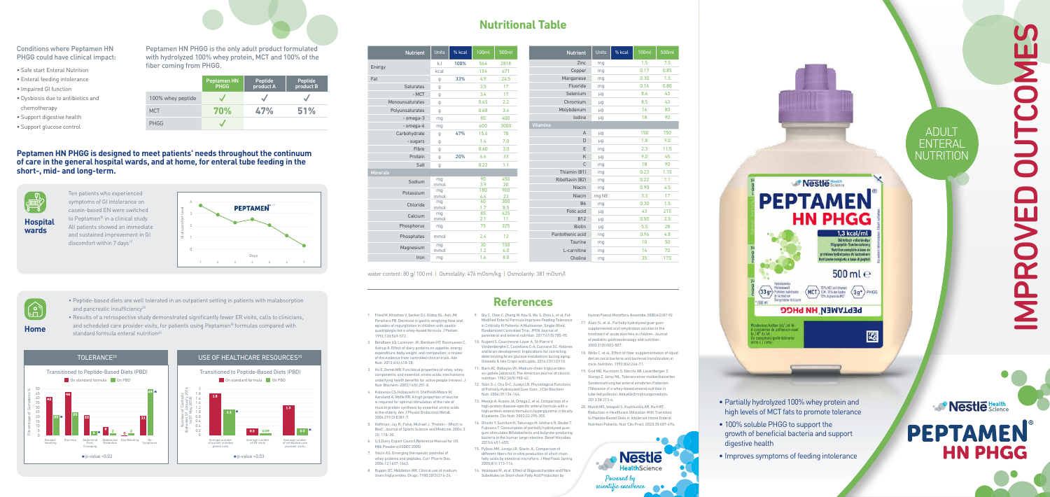Conditions where Peptamen HN PHGG could have clinical impact:

- Safe start Enteral Nutrition
- Enteral feeding intolerance
- Impaired GI function
- Dysbiosis due to antibiotics and chemotherapy
- Support digestive health
- Support glucose control

Peptamen HN PHGG is the only adult product formulated with hydrolyzed 100% whey protein, MCT and 100% of the fiber coming from PHGG.

| | Peptamen HN PHGG | Peptide product A | Peptide product B |
|---|---|---|---|
| 100% whey peptide | ✓ | ✓ | ✓ |
| MCT | 70% | 47% | 51% |
| PHGG | ✓ | | |

**Peptamen HN PHGG is designed to meet patients' needs throughout the continuum of care in the general hospital wards, and at home, for enteral tube feeding in the short-, mid- and long-term.**

**Hospital wards**

Ten patients who experienced symptoms of GI intolerance on casein-based EN were switched to Peptamen® in a clinical study. All patients showed an immediate and sustained improvement in GI discomfort within 7 days[19]

**Home**

- Peptide-based diets are well tolerated in an outpatient setting in patients with malabsorption and pancreatic insufficiency[20]
- Results of a retrospective study demonstrated significantly fewer ER visits, calls to clinicians, and scheduled care provider visits, for patients using Peptamen® formulas compared with standard formula enteral nutrition[20]

TOLERANCE[20]

Transitioned to Peptide-Based Diets (PBD)

On standard formula | On PBD

★p-value <0.02

USE OF HEALTHCARE RESOURCES[20]

Transitioned to Peptide-Based Diets (PBD)

On standard formula | On PBD

★p-value <0.03

# Nutritional Table

| Nutrient | Units | % kcal | 100ml | 500ml |
|---|---|---|---|---|
| Energy | kJ | 100% | 564 | 2818 |
| | kcal | | 134 | 671 |
| Fat | g | 33% | 4.9 | 24.5 |
| Saturates | g | | 3.5 | 17 |
| - MCT | g | | 3.4 | 17 |
| Monounsaturates | g | | 0.45 | 2.2 |
| Polyunsaturates | g | | 0.68 | 3.4 |
| - omega-3 | mg | | 80 | 400 |
| - omega-6 | mg | | 600 | 3000 |
| Carbohydrate | g | 47% | 15.6 | 78 |
| - sugars | g | | 1.4 | 7.0 |
| Fibre | g | | 0.60 | 3.0 |
| Protein | g | 20% | 6.6 | 33 |
| Salt | g | | 0.22 | 1.1 |
| **Minerals** | | | | |
| Sodium | mg | | 90 | 450 |
| | mmol | | 3.9 | 20 |
| Potassium | mg | | 180 | 900 |
| | mmol | | 4.6 | 23 |
| Chloride | mg | | 60 | 300 |
| | mmol | | 1.7 | 8.5 |
| Calcium | mg | | 85 | 425 |
| | mmol | | 2.1 | 11 |
| Phosphorus | mg | | 75 | 375 |
| Phosphates | mmol | | 2.4 | 12 |
| Magnesium | mg | | 30 | 150 |
| | mmol | | 1.2 | 6.0 |
| Iron | mg | | 1.6 | 8.0 |
| Zinc | mg | | 1.5 | 7.5 |
| Copper | mg | | 0.17 | 0.85 |
| Manganese | mg | | 0.30 | 1.5 |
| Fluoride | mg | | 0.16 | 0.80 |
| Selenium | µg | | 8.6 | 43 |
| Chromium | µg | | 8.5 | 43 |
| Molybdenum | µg | | 16 | 80 |
| Iodine | µg | | 18 | 90 |
| **Vitamins** | | | | |
| A | µg | | 150 | 750 |
| D | µg | | 1.8 | 9.0 |
| E | mg | | 2.3 | 11.5 |
| K | µg | | 9.0 | 45 |
| C | mg | | 18 | 90 |
| Thiamin (B1) | mg | | 0.23 | 1.15 |
| Riboflavin (B2) | mg | | 0.22 | 1.1 |
| Niacin | mg | | 0.90 | 4.5 |
| Niacin | mg NE | | 3.3 | 17 |
| B6 | mg | | 0.30 | 1.5 |
| Folic acid | µg | | 43 | 215 |
| B12 | µg | | 0.50 | 2.5 |
| Biotin | µg | | 5.5 | 28 |
| Pantothenic acid | mg | | 0.96 | 4.8 |
| Taurine | mg | | 10 | 50 |
| L-carnitine | mg | | 14 | 70 |
| Choline | mg | | 35 | 175 |

water content: 80 g/ 100 ml | Osmolality: 476 mOsm/kg | Osmolarity: 381 mOsm/l

# References

1. Fried M, Khoshoo V, Secker DJ, Gilday DL, Ash JM, Pencharz PB. Decrease in gastric emptying time and episodes of regurgitation in children with spastic quadriplegia fed a whey-based formula. J Pediatr. 1992;120:569-572.
2. Bendtsen LQ, Lorenzen JK, Bendsen NT, Rasmussen C, Astrup A. Effect of dairy proteins on appetite, energy expenditure, body weight, and composition: a review of the evidence from controlled clinical trials. Adv Nutr. 2013;4(4):418-38.
3. Ha E, Zemel MB. Functional properties of whey, whey components, and essential amino acids: mechanisms underlying health benefits for active people (review). J Nutr Biochem. 2003;14(5):251-8.
4. Katsanos CS, Kobayashi H, Sheffield-Moore M, Aarsland A, Wolfe RR. A high proportion of leucine is required for optimal stimulation of the rate of muscle protein synthesis by essential amino acids in the elderly. Am J Physiol Endocrinol Metab. 2006;291(2):E381-7.
5. Hoffman, Jay R.; Falvo, Michael J. "Protein – Which is Best". Journal of Sports Science and Medicine. 2004; 3 (3): 118–30.
6. U.S Dairy Export Council Reference Manual for US Milk Powders(USDEC 2005)
7. Yalcin AS. Emerging therapeutic potential of whey proteins and peptides. Curr Pharm Des. 2006;12:1637-1643.
8. Ruppin DC, Middleton WR. Clinical use of medium chain triglycerides. Drugs. 1980;20(3):216-24.
9. Qiu C, Chen C, Zhang W, Kou Q, Wu S, Zhou L, et al. Fat-Modified Enteral Formula Improves Feeding Tolerance in Critically Ill Patients: A Multicenter, Single-Blind, Randomized Controlled Trial. JPEN Journal of parenteral and enteral nutrition. 2017;41(5):785-95.
10. Nugent S, Courchesne-Loyer A, St-Pierre V, Vandenberghe C, Castellano C-A, Cunnane SC. Ketones and brain development: Implications for correcting deteriorating brain glucose metabolism during aging. Oilseeds & fats Crops and Lipids. 2016;23(1):D110.
11. Bach AC, Babayan VK. Medium-chain triglycerides: an update [abstract]. The American journal of clinical nutrition. 1982;36(5):950-62.
12. Yoon S-J, Chu D-C, Juneja LR. Physiological Functions of Partially Hydrolyzed Guar Gum. J Clin Biochem Nutr. 2006;39:134-144.
13. Mesejo A, Acosta JA, Ortega C, et al. Comparison of a high-protein disease-specific enteral formula with a high-protein enteral formula in hyperglycemic critically ill patients. Clin Nutr. 2003;22:295-305.
14. Ohashi Y, Sumitani K, Tokunaga M, Ishihara N, Okubo T, Fujisawa T. Consumption of partially hydrolysed guar gum stimulates Bifidobacteria and butyrate-producing bacteria in the human large intestine. Benef Microbes. 2015;6:451-455.
15. Pylkas AM, Juneja LR, Slavin JL. Comparison of different fibers for in vitro production of short chain fatty acids by intestinal microflora. J Med Food. Spring 2005;8(1):113-116.
16. Velazquez M, et al. Effect of Oligosaccharides and Fibre Substitutes on Short-chain Fatty Acid Production by Human Faecal Microflora. Anaerobe. 2000;6:87-92
17. Alam N, et al., Partially hydrolyzed guar gum-supplemented oral rehydration solution in the treatment of acute diarrhea in children. Journal of pediatric gastroenterology and nutrition. 2000;31(5):503-507.
18. Wells C. et al., Effect of fiber supplementation of liquid diet on cecal bacteria and bacterial translocation in mice. Nutrition. 1992;8(4):266-71.
19. Graf MB, Kurmann S, Stechi AB, Leuenberger Z, Stanga Z, Jotzy ML. Toleranz einer molkenbasierten Sondenernährung bei enteral ernährten Patienten (Tolerance of a whey-based enteral nutrition in tube fed patients). Aktuelle Ernährungsmedizin. 2013;38:213-4.
20. Mundi MS, Velapati S, Kuchkuntla AR, Hurt RT. Reduction in Healthcare Utilization With Transition to Peptide-Based Diets in Intolerant Home Enteral Nutrition Patients. Nutr Clin Pract. 2020;35:487-494.

# IMPROVED OUTCOMES

ADULT ENTERAL NUTRITION

- Partially hydrolyzed 100% whey protein and high levels of MCT fats to promote tolerance
- 100% soluble PHGG to support the growth of beneficial bacteria and support digestive health
- Improves symptoms of feeding intolerance

Nestlé Health Science

PEPTAMEN® HN PHGG

Powered by scientific excellence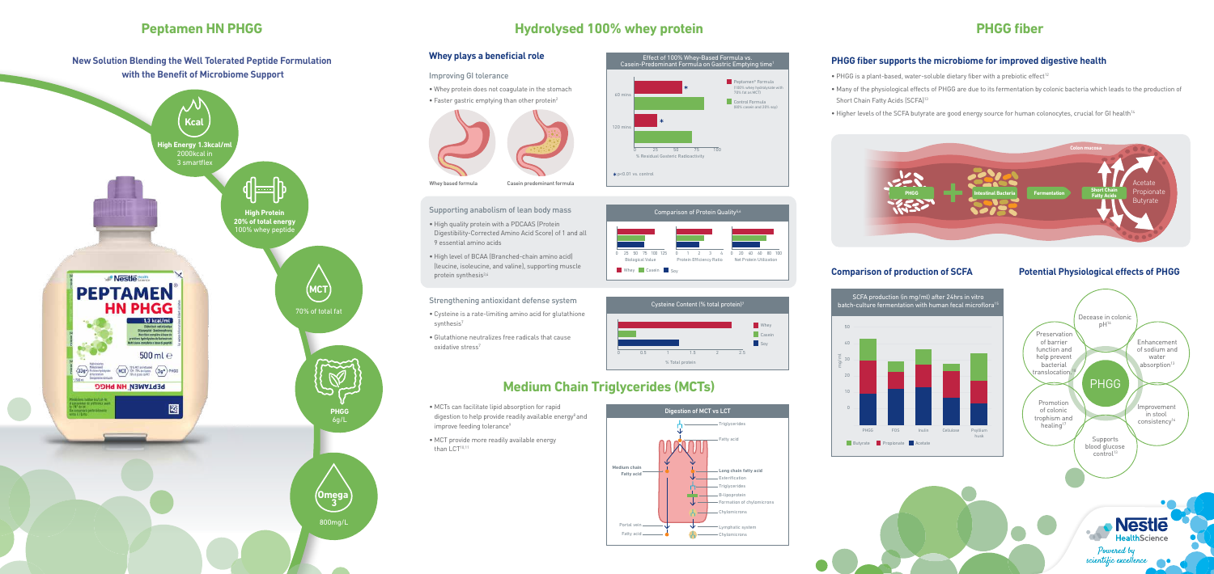# Peptamen HN PHGG

## New Solution Blending the Well Tolerated Peptide Formulation with the Benefit of Microbiome Support

**Kcal**
High Energy 1.3kcal/ml
2000kcal in 3 smartflex

**High Protein**
20% of total energy
100% whey peptide

**MCT**
70% of total fat

**PHGG**
6g/L

**Omega 3**
800mg/L

# Hydrolysed 100% whey protein

## Whey plays a beneficial role

Improving GI tolerance

- Whey protein does not coagulate in the stomach
- Faster gastric emptying than other protein[2]

Whey based formula

Casein predominant formula

Effect of 100% Whey-Based Formula vs. Casein-Predominant Formula on Gastric Emptying time[1]

60 mins
120 mins
0 25 50 75 100
% Residual Gastric Radioactivity
Peptamen® Formula (100% whey hydrolysate with 70% fat as MCT)
Control Formula (80% casein and 20% soy)
*p<0.01 vs. control

Supporting anabolism of lean body mass

- High quality protein with a PDCAAS (Protein Digestibility-Corrected Amino Acid Score) of 1 and all 9 essential amino acids
- High level of BCAA (Branched-chain amino acid) (leucine, isoleucine, and valine), supporting muscle protein synthesis[3,4]

Comparison of Protein Quality[5,6]

0 25 50 75 100 125
Biological Value
0 1 2 3 4
Protein Efficiency Ratio
0 20 40 60 80 100
Net Protein Utilization
Whey Casein Soy

Strengthening antioxidant defense system

- Cysteine is a rate-limiting amino acid for glutathione synthesis[7]
- Glutathione neutralizes free radicals that cause oxidative stress[7]

Cysteine Content (% total protein)[7]

0 0.5 1 1.5 2 2.5
% Total protein
Whey Casein Soy

# Medium Chain Triglycerides (MCTs)

- MCTs can facilitate lipid absorption for rapid digestion to help provide readily available energy[8] and improve feeding tolerance[9]
- MCT provide more readily available energy than LCT[10,11]

Digestion of MCT vs LCT

Triglycerides
Fatty acid
Medium chain Fatty acid
Long chain fatty acid
Esterification
Triglycerides
B-lipoprotein
Formation of chylomicrons
Chylomicrons
Portal vein
Fatty acid
Lymphatic system
Chylomicrons

# PHGG fiber

## PHGG fiber supports the microbiome for improved digestive health

- PHGG is a plant-based, water-soluble dietary fiber with a prebiotic effect[12]
- Many of the physiological effects of PHGG are due to its fermentation by colonic bacteria which leads to the production of Short Chain Fatty Acids (SCFA)[13]
- Higher levels of the SCFA butyrate are good energy source for human colonocytes, crucial for GI health[14]

Colon mucosa
PHGG + Intestinal Bacteria → Fermentation → Short Chain Fatty Acids → Acetate, Propionate, Butyrate

## Comparison of production of SCFA

SCFA production (in mg/ml) after 24hrs in vitro batch-culture fermentation with human fecal microflora[15]

mg/ml
0 10 20 30 40 50
PHGG FOS Inulin Cellulose Psyllium husk
Butyrate Propionate Acetate

## Potential Physiological effects of PHGG

PHGG

- Decease in colonic pH[16]
- Enhancement of sodium and water absorption[17]
- Improvement in stool consistency[18]
- Supports blood glucose control[12]
- Promotion of colonic trophism and healing[17]
- Preservation of barrier function and help prevent bacterial translocation[19]

Nestlé HealthScience
Powered by scientific excellence